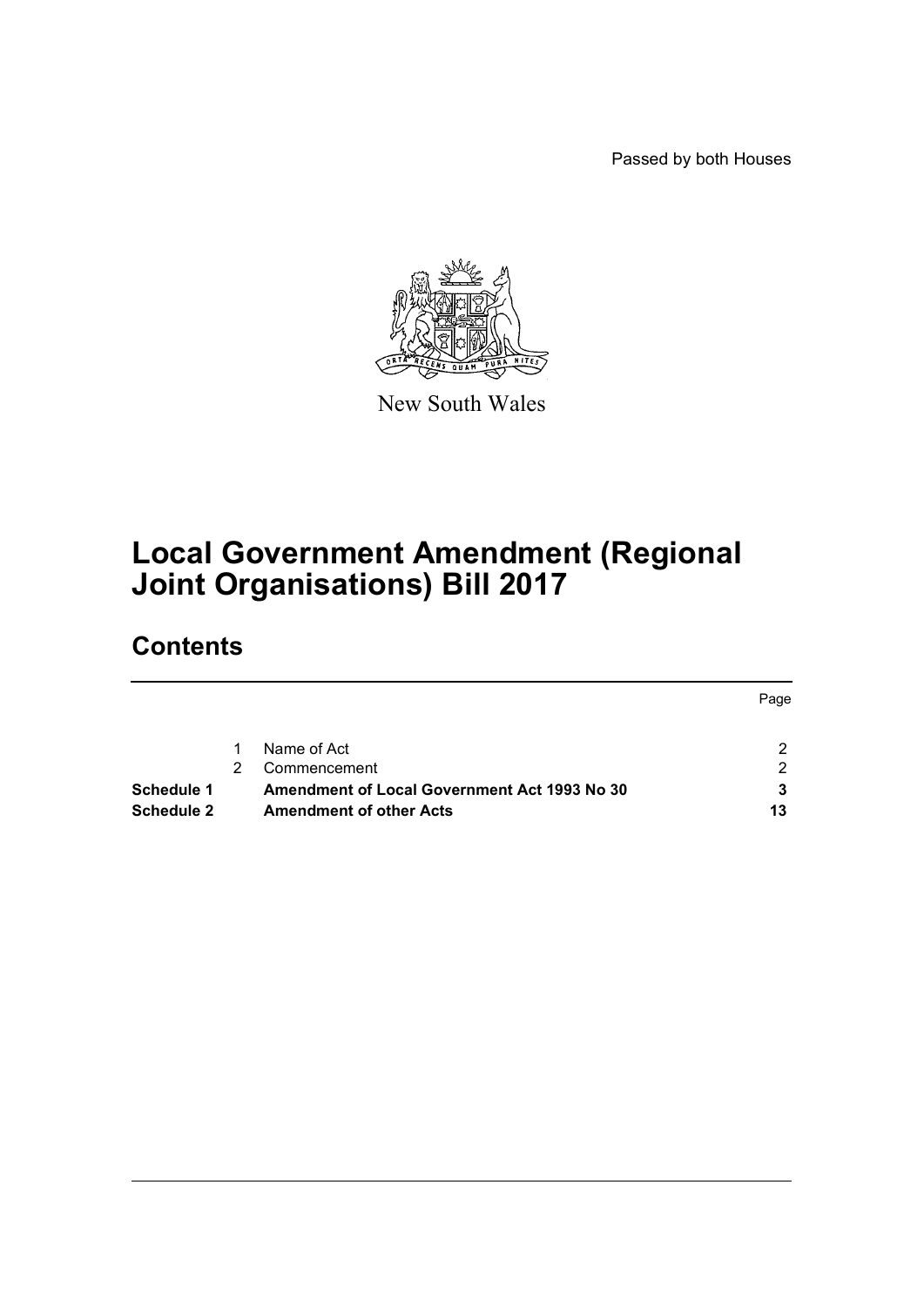Passed by both Houses

New South Wales

# Local Government Amendment (Regional Joint Organisations) Bill 2017

## Contents

| | | | Page |
|---|---|---|---|
| | 1 | Name of Act | 2 |
| | 2 | Commencement | 2 |
| **Schedule 1** | | **Amendment of Local Government Act 1993 No 30** | **3** |
| **Schedule 2** | | **Amendment of other Acts** | **13** |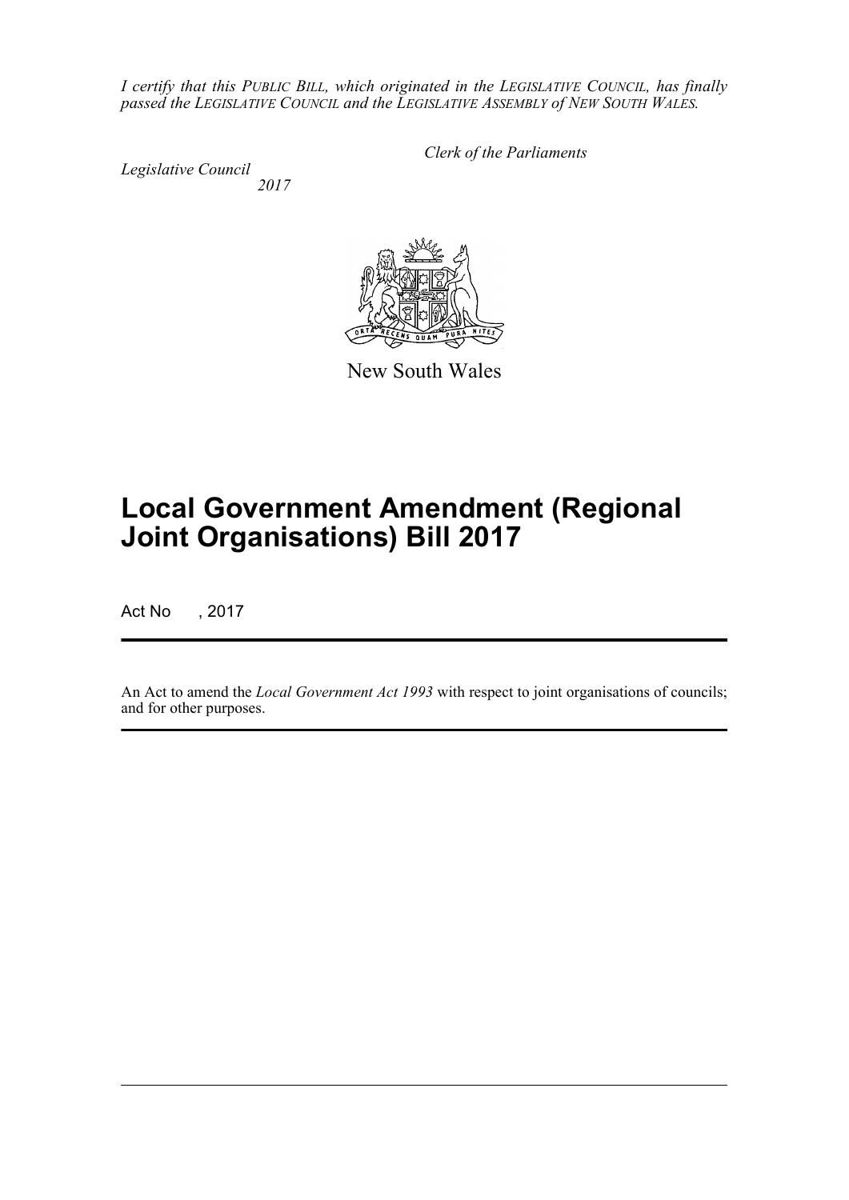*I certify that this PUBLIC BILL, which originated in the LEGISLATIVE COUNCIL, has finally passed the LEGISLATIVE COUNCIL and the LEGISLATIVE ASSEMBLY of NEW SOUTH WALES.*

*Clerk of the Parliaments*

*Legislative Council*
*2017*

New South Wales

# Local Government Amendment (Regional Joint Organisations) Bill 2017

Act No , 2017

An Act to amend the *Local Government Act 1993* with respect to joint organisations of councils; and for other purposes.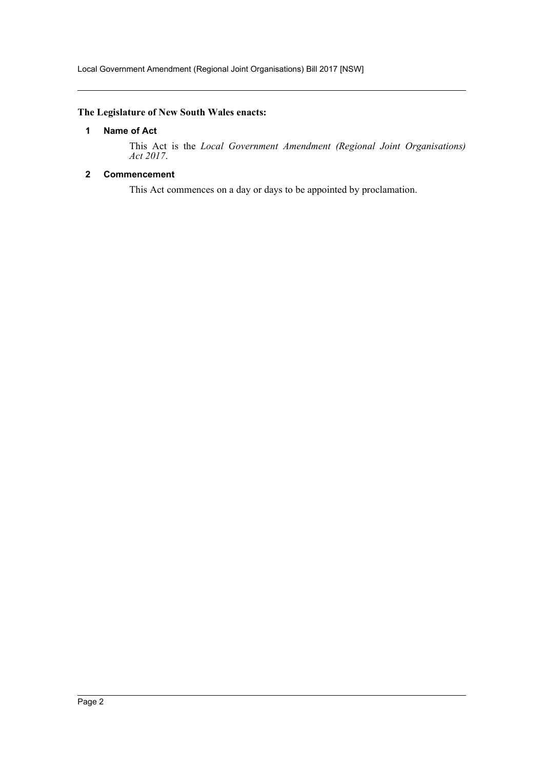**The Legislature of New South Wales enacts:**

## 1 Name of Act

This Act is the *Local Government Amendment (Regional Joint Organisations) Act 2017*.

## 2 Commencement

This Act commences on a day or days to be appointed by proclamation.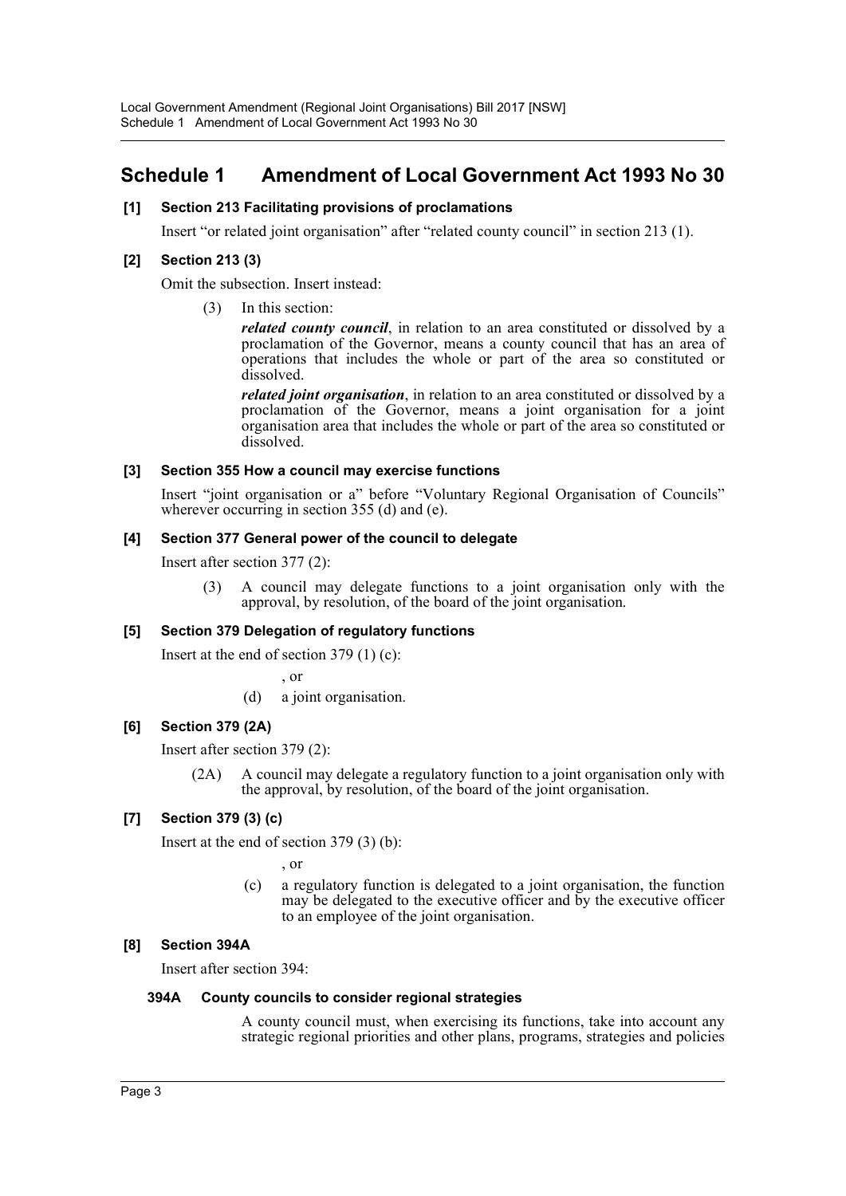# Schedule 1 Amendment of Local Government Act 1993 No 30

### [1] Section 213 Facilitating provisions of proclamations

Insert "or related joint organisation" after "related county council" in section 213 (1).

### [2] Section 213 (3)

Omit the subsection. Insert instead:

(3) In this section:

***related county council***, in relation to an area constituted or dissolved by a proclamation of the Governor, means a county council that has an area of operations that includes the whole or part of the area so constituted or dissolved.

***related joint organisation***, in relation to an area constituted or dissolved by a proclamation of the Governor, means a joint organisation for a joint organisation area that includes the whole or part of the area so constituted or dissolved.

### [3] Section 355 How a council may exercise functions

Insert "joint organisation or a" before "Voluntary Regional Organisation of Councils" wherever occurring in section 355 (d) and (e).

### [4] Section 377 General power of the council to delegate

Insert after section 377 (2):

(3) A council may delegate functions to a joint organisation only with the approval, by resolution, of the board of the joint organisation.

### [5] Section 379 Delegation of regulatory functions

Insert at the end of section 379 (1) (c):

, or

(d) a joint organisation.

### [6] Section 379 (2A)

Insert after section 379 (2):

(2A) A council may delegate a regulatory function to a joint organisation only with the approval, by resolution, of the board of the joint organisation.

### [7] Section 379 (3) (c)

Insert at the end of section 379 (3) (b):

, or

(c) a regulatory function is delegated to a joint organisation, the function may be delegated to the executive officer and by the executive officer to an employee of the joint organisation.

### [8] Section 394A

Insert after section 394:

#### 394A County councils to consider regional strategies

A county council must, when exercising its functions, take into account any strategic regional priorities and other plans, programs, strategies and policies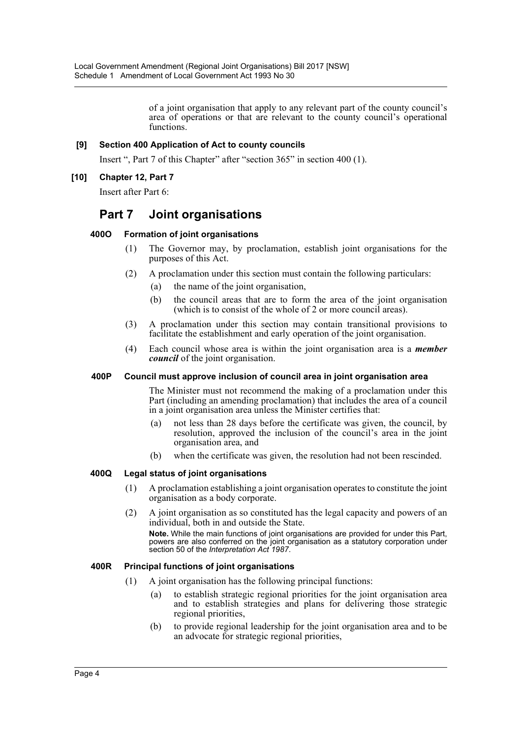of a joint organisation that apply to any relevant part of the county council's area of operations or that are relevant to the county council's operational functions.

**[9] Section 400 Application of Act to county councils**

Insert ", Part 7 of this Chapter" after "section 365" in section 400 (1).

**[10] Chapter 12, Part 7**

Insert after Part 6:

## Part 7 Joint organisations

### 400O Formation of joint organisations

(1) The Governor may, by proclamation, establish joint organisations for the purposes of this Act.

(2) A proclamation under this section must contain the following particulars:

(a) the name of the joint organisation,

(b) the council areas that are to form the area of the joint organisation (which is to consist of the whole of 2 or more council areas).

(3) A proclamation under this section may contain transitional provisions to facilitate the establishment and early operation of the joint organisation.

(4) Each council whose area is within the joint organisation area is a ***member council*** of the joint organisation.

### 400P Council must approve inclusion of council area in joint organisation area

The Minister must not recommend the making of a proclamation under this Part (including an amending proclamation) that includes the area of a council in a joint organisation area unless the Minister certifies that:

(a) not less than 28 days before the certificate was given, the council, by resolution, approved the inclusion of the council's area in the joint organisation area, and

(b) when the certificate was given, the resolution had not been rescinded.

### 400Q Legal status of joint organisations

(1) A proclamation establishing a joint organisation operates to constitute the joint organisation as a body corporate.

(2) A joint organisation as so constituted has the legal capacity and powers of an individual, both in and outside the State.

**Note.** While the main functions of joint organisations are provided for under this Part, powers are also conferred on the joint organisation as a statutory corporation under section 50 of the *Interpretation Act 1987*.

### 400R Principal functions of joint organisations

(1) A joint organisation has the following principal functions:

(a) to establish strategic regional priorities for the joint organisation area and to establish strategies and plans for delivering those strategic regional priorities,

(b) to provide regional leadership for the joint organisation area and to be an advocate for strategic regional priorities,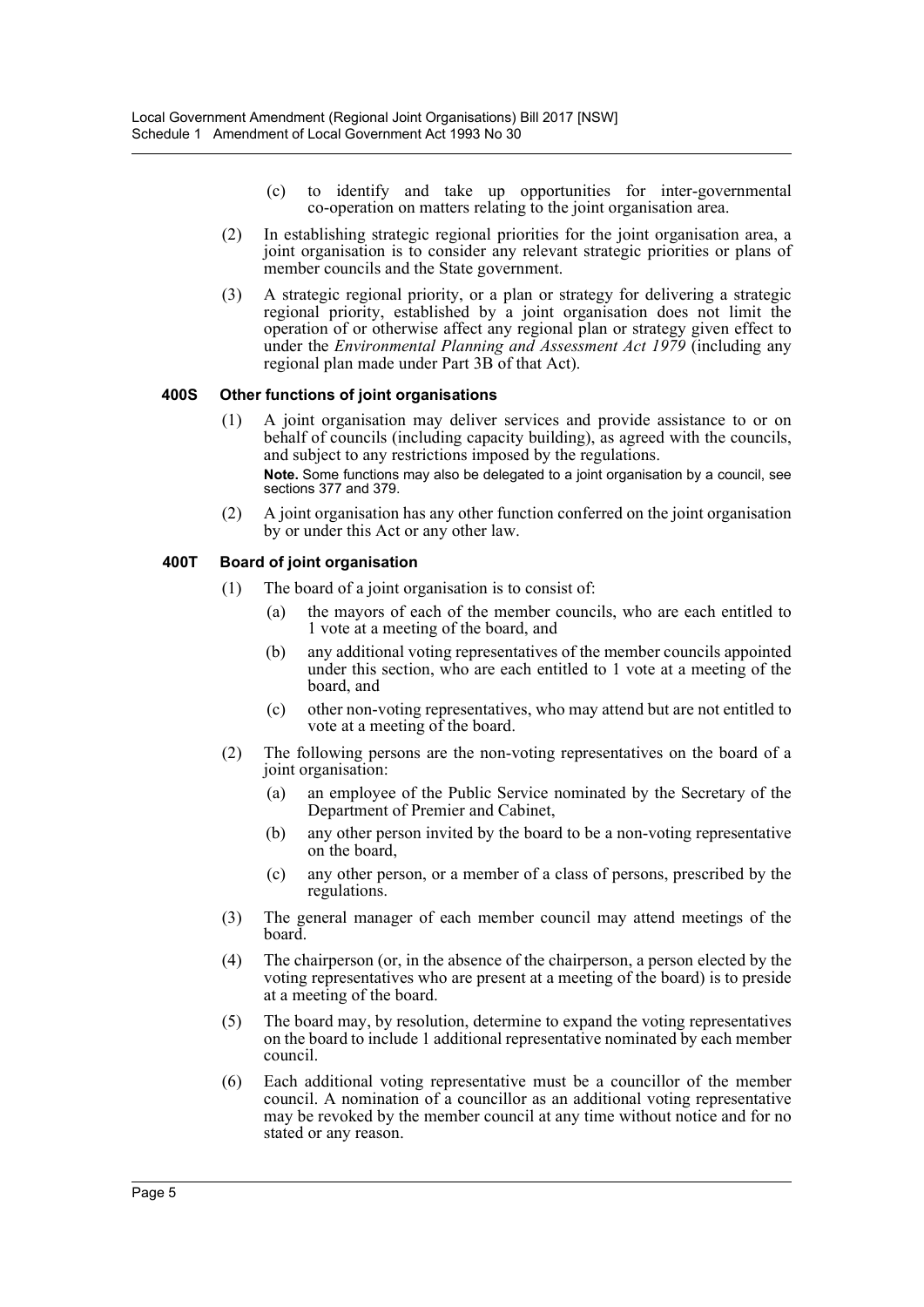(c) to identify and take up opportunities for inter-governmental co-operation on matters relating to the joint organisation area.

(2) In establishing strategic regional priorities for the joint organisation area, a joint organisation is to consider any relevant strategic priorities or plans of member councils and the State government.

(3) A strategic regional priority, or a plan or strategy for delivering a strategic regional priority, established by a joint organisation does not limit the operation of or otherwise affect any regional plan or strategy given effect to under the *Environmental Planning and Assessment Act 1979* (including any regional plan made under Part 3B of that Act).

### 400S Other functions of joint organisations

(1) A joint organisation may deliver services and provide assistance to or on behalf of councils (including capacity building), as agreed with the councils, and subject to any restrictions imposed by the regulations.

**Note.** Some functions may also be delegated to a joint organisation by a council, see sections 377 and 379.

(2) A joint organisation has any other function conferred on the joint organisation by or under this Act or any other law.

### 400T Board of joint organisation

(1) The board of a joint organisation is to consist of:

(a) the mayors of each of the member councils, who are each entitled to 1 vote at a meeting of the board, and

(b) any additional voting representatives of the member councils appointed under this section, who are each entitled to 1 vote at a meeting of the board, and

(c) other non-voting representatives, who may attend but are not entitled to vote at a meeting of the board.

(2) The following persons are the non-voting representatives on the board of a joint organisation:

(a) an employee of the Public Service nominated by the Secretary of the Department of Premier and Cabinet,

(b) any other person invited by the board to be a non-voting representative on the board,

(c) any other person, or a member of a class of persons, prescribed by the regulations.

(3) The general manager of each member council may attend meetings of the board.

(4) The chairperson (or, in the absence of the chairperson, a person elected by the voting representatives who are present at a meeting of the board) is to preside at a meeting of the board.

(5) The board may, by resolution, determine to expand the voting representatives on the board to include 1 additional representative nominated by each member council.

(6) Each additional voting representative must be a councillor of the member council. A nomination of a councillor as an additional voting representative may be revoked by the member council at any time without notice and for no stated or any reason.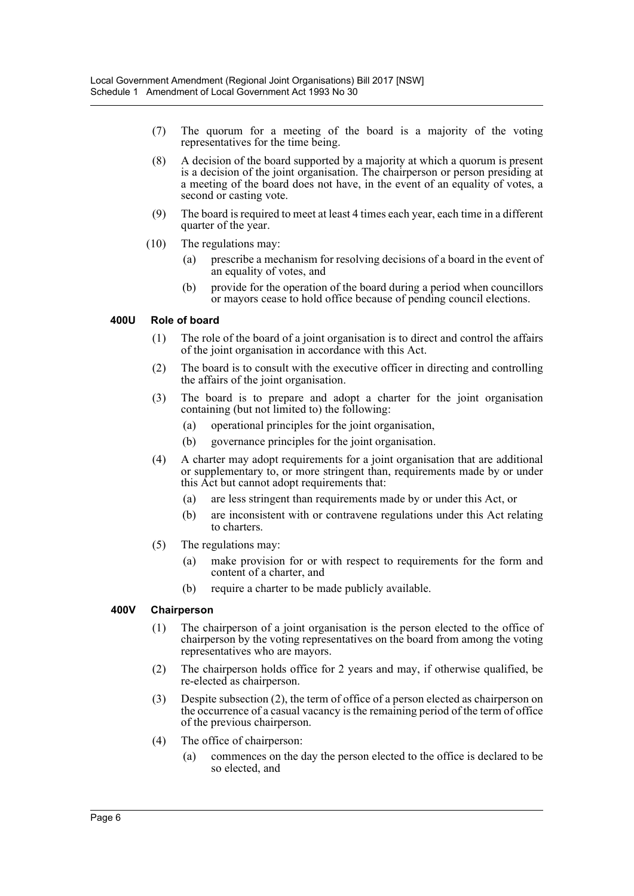(7) The quorum for a meeting of the board is a majority of the voting representatives for the time being.

(8) A decision of the board supported by a majority at which a quorum is present is a decision of the joint organisation. The chairperson or person presiding at a meeting of the board does not have, in the event of an equality of votes, a second or casting vote.

(9) The board is required to meet at least 4 times each year, each time in a different quarter of the year.

(10) The regulations may:

(a) prescribe a mechanism for resolving decisions of a board in the event of an equality of votes, and

(b) provide for the operation of the board during a period when councillors or mayors cease to hold office because of pending council elections.

**400U Role of board**

(1) The role of the board of a joint organisation is to direct and control the affairs of the joint organisation in accordance with this Act.

(2) The board is to consult with the executive officer in directing and controlling the affairs of the joint organisation.

(3) The board is to prepare and adopt a charter for the joint organisation containing (but not limited to) the following:

(a) operational principles for the joint organisation,

(b) governance principles for the joint organisation.

(4) A charter may adopt requirements for a joint organisation that are additional or supplementary to, or more stringent than, requirements made by or under this Act but cannot adopt requirements that:

(a) are less stringent than requirements made by or under this Act, or

(b) are inconsistent with or contravene regulations under this Act relating to charters.

(5) The regulations may:

(a) make provision for or with respect to requirements for the form and content of a charter, and

(b) require a charter to be made publicly available.

**400V Chairperson**

(1) The chairperson of a joint organisation is the person elected to the office of chairperson by the voting representatives on the board from among the voting representatives who are mayors.

(2) The chairperson holds office for 2 years and may, if otherwise qualified, be re-elected as chairperson.

(3) Despite subsection (2), the term of office of a person elected as chairperson on the occurrence of a casual vacancy is the remaining period of the term of office of the previous chairperson.

(4) The office of chairperson:

(a) commences on the day the person elected to the office is declared to be so elected, and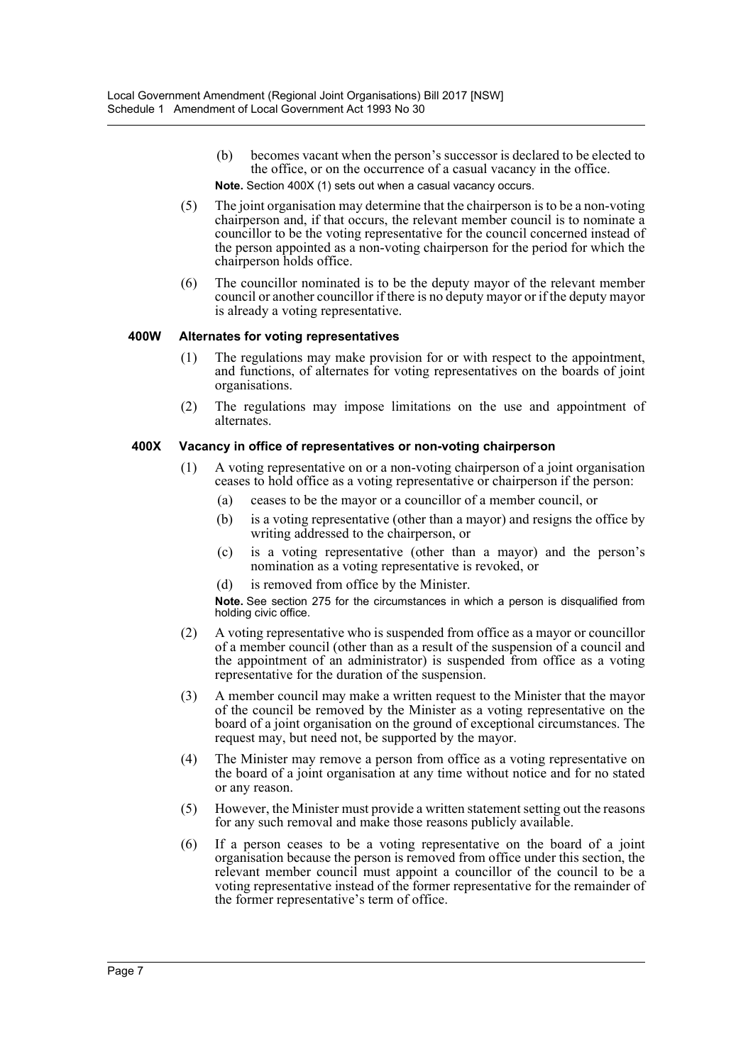(b) becomes vacant when the person's successor is declared to be elected to the office, or on the occurrence of a casual vacancy in the office.

**Note.** Section 400X (1) sets out when a casual vacancy occurs.

(5) The joint organisation may determine that the chairperson is to be a non-voting chairperson and, if that occurs, the relevant member council is to nominate a councillor to be the voting representative for the council concerned instead of the person appointed as a non-voting chairperson for the period for which the chairperson holds office.

(6) The councillor nominated is to be the deputy mayor of the relevant member council or another councillor if there is no deputy mayor or if the deputy mayor is already a voting representative.

#### 400W Alternates for voting representatives

(1) The regulations may make provision for or with respect to the appointment, and functions, of alternates for voting representatives on the boards of joint organisations.

(2) The regulations may impose limitations on the use and appointment of alternates.

#### 400X Vacancy in office of representatives or non-voting chairperson

(1) A voting representative on or a non-voting chairperson of a joint organisation ceases to hold office as a voting representative or chairperson if the person:

(a) ceases to be the mayor or a councillor of a member council, or

(b) is a voting representative (other than a mayor) and resigns the office by writing addressed to the chairperson, or

(c) is a voting representative (other than a mayor) and the person's nomination as a voting representative is revoked, or

(d) is removed from office by the Minister.

**Note.** See section 275 for the circumstances in which a person is disqualified from holding civic office.

(2) A voting representative who is suspended from office as a mayor or councillor of a member council (other than as a result of the suspension of a council and the appointment of an administrator) is suspended from office as a voting representative for the duration of the suspension.

(3) A member council may make a written request to the Minister that the mayor of the council be removed by the Minister as a voting representative on the board of a joint organisation on the ground of exceptional circumstances. The request may, but need not, be supported by the mayor.

(4) The Minister may remove a person from office as a voting representative on the board of a joint organisation at any time without notice and for no stated or any reason.

(5) However, the Minister must provide a written statement setting out the reasons for any such removal and make those reasons publicly available.

(6) If a person ceases to be a voting representative on the board of a joint organisation because the person is removed from office under this section, the relevant member council must appoint a councillor of the council to be a voting representative instead of the former representative for the remainder of the former representative's term of office.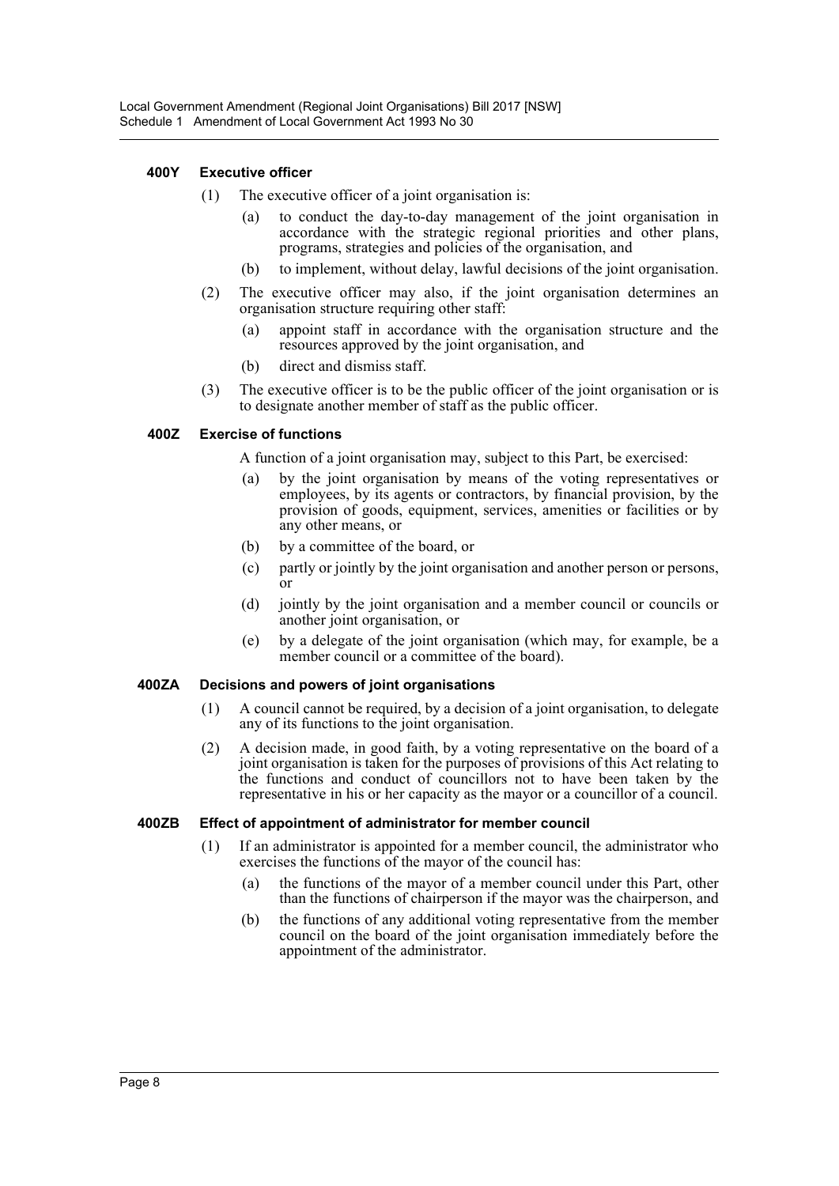#### 400Y Executive officer

(1) The executive officer of a joint organisation is:

- (a) to conduct the day-to-day management of the joint organisation in accordance with the strategic regional priorities and other plans, programs, strategies and policies of the organisation, and
- (b) to implement, without delay, lawful decisions of the joint organisation.

(2) The executive officer may also, if the joint organisation determines an organisation structure requiring other staff:

- (a) appoint staff in accordance with the organisation structure and the resources approved by the joint organisation, and
- (b) direct and dismiss staff.

(3) The executive officer is to be the public officer of the joint organisation or is to designate another member of staff as the public officer.

#### 400Z Exercise of functions

A function of a joint organisation may, subject to this Part, be exercised:

- (a) by the joint organisation by means of the voting representatives or employees, by its agents or contractors, by financial provision, by the provision of goods, equipment, services, amenities or facilities or by any other means, or
- (b) by a committee of the board, or
- (c) partly or jointly by the joint organisation and another person or persons, or
- (d) jointly by the joint organisation and a member council or councils or another joint organisation, or
- (e) by a delegate of the joint organisation (which may, for example, be a member council or a committee of the board).

#### 400ZA Decisions and powers of joint organisations

(1) A council cannot be required, by a decision of a joint organisation, to delegate any of its functions to the joint organisation.

(2) A decision made, in good faith, by a voting representative on the board of a joint organisation is taken for the purposes of provisions of this Act relating to the functions and conduct of councillors not to have been taken by the representative in his or her capacity as the mayor or a councillor of a council.

#### 400ZB Effect of appointment of administrator for member council

(1) If an administrator is appointed for a member council, the administrator who exercises the functions of the mayor of the council has:

- (a) the functions of the mayor of a member council under this Part, other than the functions of chairperson if the mayor was the chairperson, and
- (b) the functions of any additional voting representative from the member council on the board of the joint organisation immediately before the appointment of the administrator.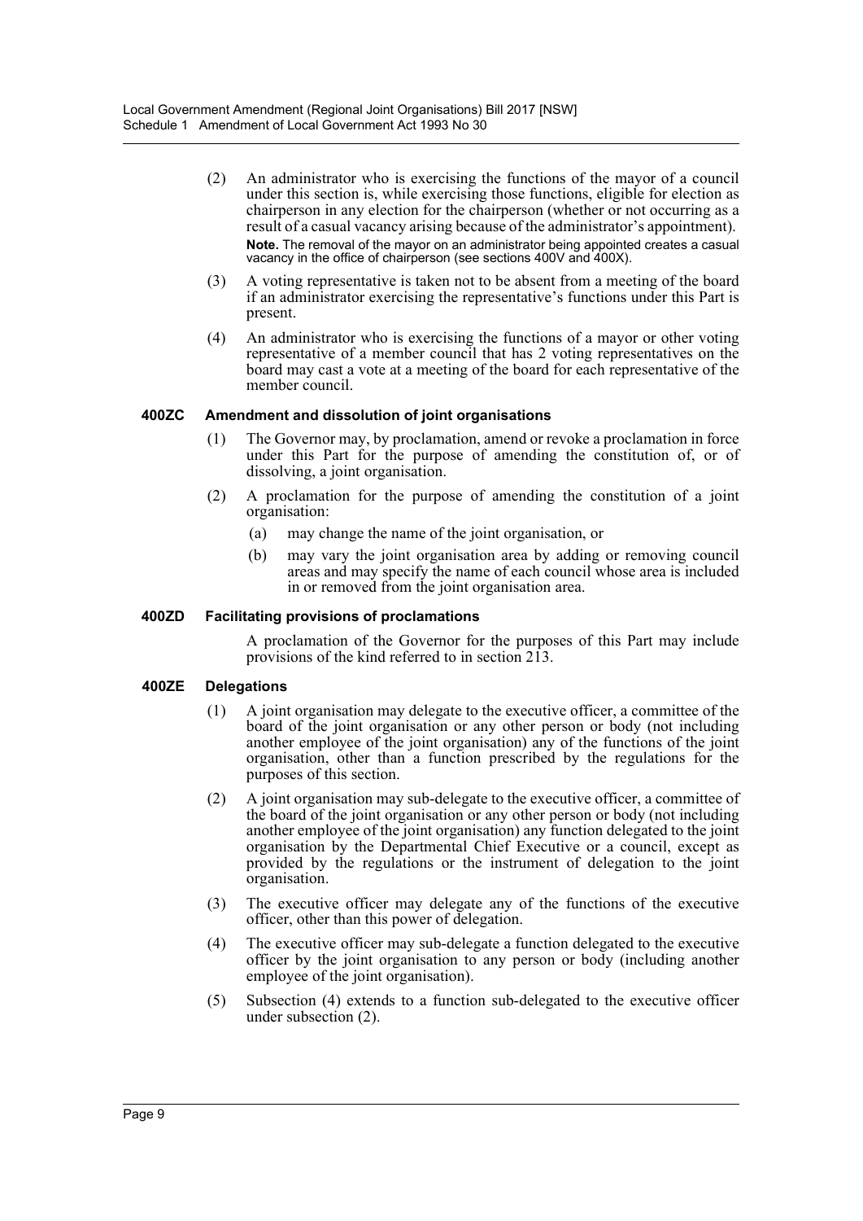(2) An administrator who is exercising the functions of the mayor of a council under this section is, while exercising those functions, eligible for election as chairperson in any election for the chairperson (whether or not occurring as a result of a casual vacancy arising because of the administrator's appointment).

**Note.** The removal of the mayor on an administrator being appointed creates a casual vacancy in the office of chairperson (see sections 400V and 400X).

(3) A voting representative is taken not to be absent from a meeting of the board if an administrator exercising the representative's functions under this Part is present.

(4) An administrator who is exercising the functions of a mayor or other voting representative of a member council that has 2 voting representatives on the board may cast a vote at a meeting of the board for each representative of the member council.

#### 400ZC Amendment and dissolution of joint organisations

(1) The Governor may, by proclamation, amend or revoke a proclamation in force under this Part for the purpose of amending the constitution of, or of dissolving, a joint organisation.

(2) A proclamation for the purpose of amending the constitution of a joint organisation:

(a) may change the name of the joint organisation, or

(b) may vary the joint organisation area by adding or removing council areas and may specify the name of each council whose area is included in or removed from the joint organisation area.

#### 400ZD Facilitating provisions of proclamations

A proclamation of the Governor for the purposes of this Part may include provisions of the kind referred to in section 213.

#### 400ZE Delegations

(1) A joint organisation may delegate to the executive officer, a committee of the board of the joint organisation or any other person or body (not including another employee of the joint organisation) any of the functions of the joint organisation, other than a function prescribed by the regulations for the purposes of this section.

(2) A joint organisation may sub-delegate to the executive officer, a committee of the board of the joint organisation or any other person or body (not including another employee of the joint organisation) any function delegated to the joint organisation by the Departmental Chief Executive or a council, except as provided by the regulations or the instrument of delegation to the joint organisation.

(3) The executive officer may delegate any of the functions of the executive officer, other than this power of delegation.

(4) The executive officer may sub-delegate a function delegated to the executive officer by the joint organisation to any person or body (including another employee of the joint organisation).

(5) Subsection (4) extends to a function sub-delegated to the executive officer under subsection (2).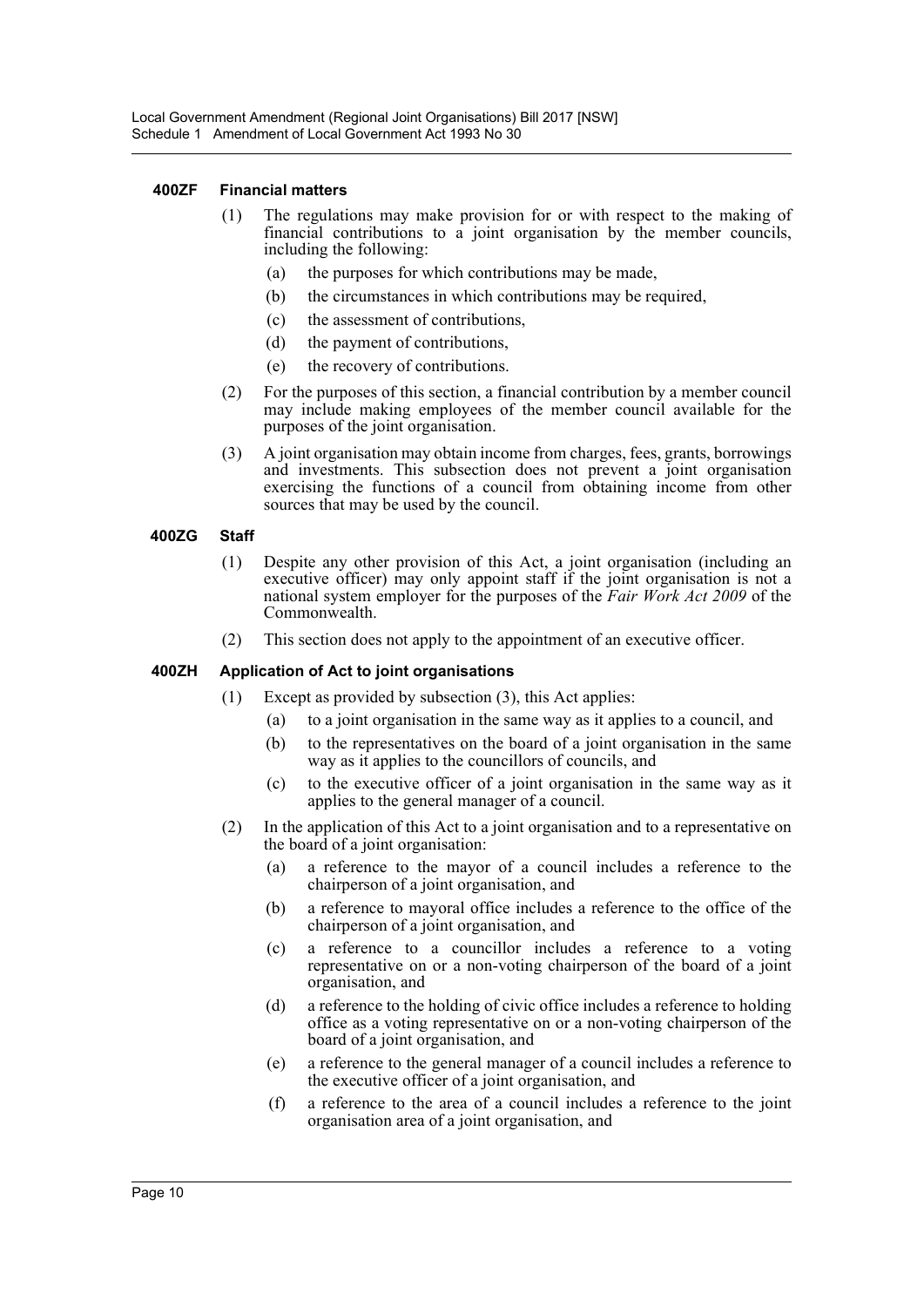#### 400ZF Financial matters

(1) The regulations may make provision for or with respect to the making of financial contributions to a joint organisation by the member councils, including the following:

- (a) the purposes for which contributions may be made,
- (b) the circumstances in which contributions may be required,
- (c) the assessment of contributions,
- (d) the payment of contributions,
- (e) the recovery of contributions.

(2) For the purposes of this section, a financial contribution by a member council may include making employees of the member council available for the purposes of the joint organisation.

(3) A joint organisation may obtain income from charges, fees, grants, borrowings and investments. This subsection does not prevent a joint organisation exercising the functions of a council from obtaining income from other sources that may be used by the council.

#### 400ZG Staff

(1) Despite any other provision of this Act, a joint organisation (including an executive officer) may only appoint staff if the joint organisation is not a national system employer for the purposes of the *Fair Work Act 2009* of the Commonwealth.

(2) This section does not apply to the appointment of an executive officer.

#### 400ZH Application of Act to joint organisations

(1) Except as provided by subsection (3), this Act applies:

- (a) to a joint organisation in the same way as it applies to a council, and
- (b) to the representatives on the board of a joint organisation in the same way as it applies to the councillors of councils, and
- (c) to the executive officer of a joint organisation in the same way as it applies to the general manager of a council.

(2) In the application of this Act to a joint organisation and to a representative on the board of a joint organisation:

- (a) a reference to the mayor of a council includes a reference to the chairperson of a joint organisation, and
- (b) a reference to mayoral office includes a reference to the office of the chairperson of a joint organisation, and
- (c) a reference to a councillor includes a reference to a voting representative on or a non-voting chairperson of the board of a joint organisation, and
- (d) a reference to the holding of civic office includes a reference to holding office as a voting representative on or a non-voting chairperson of the board of a joint organisation, and
- (e) a reference to the general manager of a council includes a reference to the executive officer of a joint organisation, and
- (f) a reference to the area of a council includes a reference to the joint organisation area of a joint organisation, and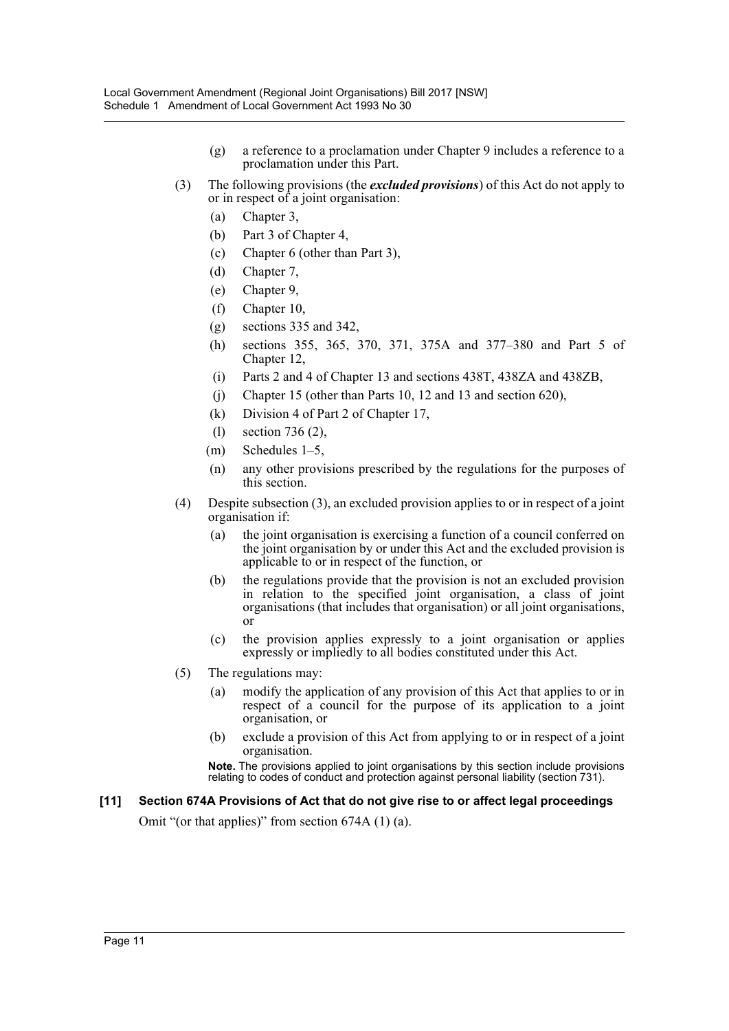(g) a reference to a proclamation under Chapter 9 includes a reference to a proclamation under this Part.

(3) The following provisions (the ***excluded provisions***) of this Act do not apply to or in respect of a joint organisation:

(a) Chapter 3,

(b) Part 3 of Chapter 4,

(c) Chapter 6 (other than Part 3),

(d) Chapter 7,

(e) Chapter 9,

(f) Chapter 10,

(g) sections 335 and 342,

(h) sections 355, 365, 370, 371, 375A and 377–380 and Part 5 of Chapter 12,

(i) Parts 2 and 4 of Chapter 13 and sections 438T, 438ZA and 438ZB,

(j) Chapter 15 (other than Parts 10, 12 and 13 and section 620),

(k) Division 4 of Part 2 of Chapter 17,

(l) section 736 (2),

(m) Schedules 1–5,

(n) any other provisions prescribed by the regulations for the purposes of this section.

(4) Despite subsection (3), an excluded provision applies to or in respect of a joint organisation if:

(a) the joint organisation is exercising a function of a council conferred on the joint organisation by or under this Act and the excluded provision is applicable to or in respect of the function, or

(b) the regulations provide that the provision is not an excluded provision in relation to the specified joint organisation, a class of joint organisations (that includes that organisation) or all joint organisations, or

(c) the provision applies expressly to a joint organisation or applies expressly or impliedly to all bodies constituted under this Act.

(5) The regulations may:

(a) modify the application of any provision of this Act that applies to or in respect of a council for the purpose of its application to a joint organisation, or

(b) exclude a provision of this Act from applying to or in respect of a joint organisation.

**Note.** The provisions applied to joint organisations by this section include provisions relating to codes of conduct and protection against personal liability (section 731).

### [11] Section 674A Provisions of Act that do not give rise to or affect legal proceedings

Omit "(or that applies)" from section 674A (1) (a).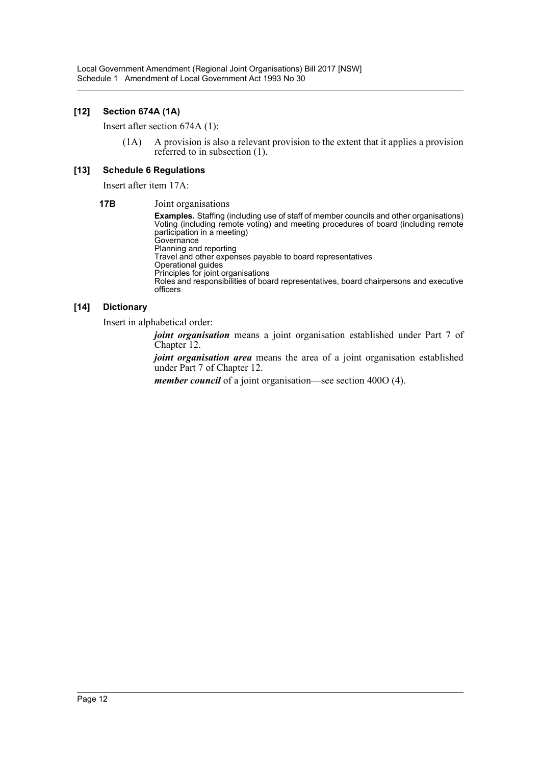### [12] Section 674A (1A)

Insert after section 674A (1):

(1A) A provision is also a relevant provision to the extent that it applies a provision referred to in subsection (1).

### [13] Schedule 6 Regulations

Insert after item 17A:

**17B** Joint organisations

**Examples.** Staffing (including use of staff of member councils and other organisations)
Voting (including remote voting) and meeting procedures of board (including remote participation in a meeting)
Governance
Planning and reporting
Travel and other expenses payable to board representatives
Operational guides
Principles for joint organisations
Roles and responsibilities of board representatives, board chairpersons and executive officers

### [14] Dictionary

Insert in alphabetical order:

***joint organisation*** means a joint organisation established under Part 7 of Chapter 12.

***joint organisation area*** means the area of a joint organisation established under Part 7 of Chapter 12.

***member council*** of a joint organisation—see section 400O (4).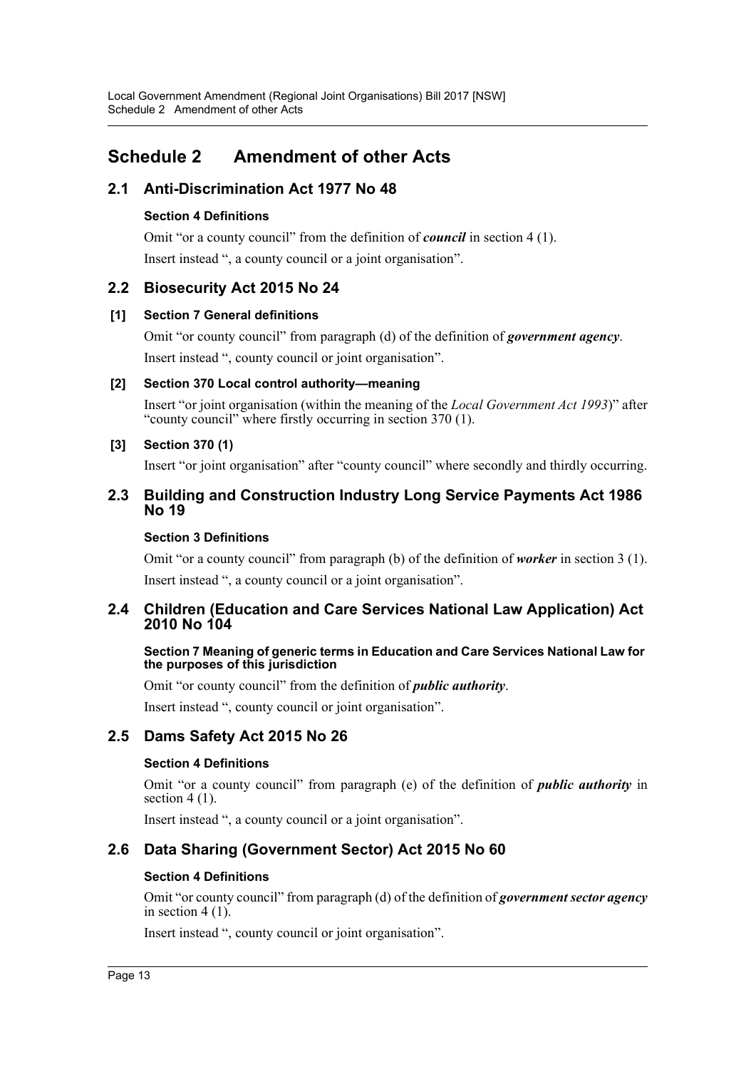# Schedule 2 Amendment of other Acts

## 2.1 Anti-Discrimination Act 1977 No 48

### Section 4 Definitions

Omit "or a county council" from the definition of ***council*** in section 4 (1).

Insert instead ", a county council or a joint organisation".

## 2.2 Biosecurity Act 2015 No 24

### [1] Section 7 General definitions

Omit "or county council" from paragraph (d) of the definition of ***government agency***.

Insert instead ", county council or joint organisation".

### [2] Section 370 Local control authority—meaning

Insert "or joint organisation (within the meaning of the *Local Government Act 1993*)" after "county council" where firstly occurring in section 370 (1).

### [3] Section 370 (1)

Insert "or joint organisation" after "county council" where secondly and thirdly occurring.

## 2.3 Building and Construction Industry Long Service Payments Act 1986 No 19

### Section 3 Definitions

Omit "or a county council" from paragraph (b) of the definition of ***worker*** in section 3 (1).

Insert instead ", a county council or a joint organisation".

## 2.4 Children (Education and Care Services National Law Application) Act 2010 No 104

### Section 7 Meaning of generic terms in Education and Care Services National Law for the purposes of this jurisdiction

Omit "or county council" from the definition of ***public authority***.

Insert instead ", county council or joint organisation".

## 2.5 Dams Safety Act 2015 No 26

### Section 4 Definitions

Omit "or a county council" from paragraph (e) of the definition of ***public authority*** in section 4 (1).

Insert instead ", a county council or a joint organisation".

## 2.6 Data Sharing (Government Sector) Act 2015 No 60

### Section 4 Definitions

Omit "or county council" from paragraph (d) of the definition of ***government sector agency*** in section 4 (1).

Insert instead ", county council or joint organisation".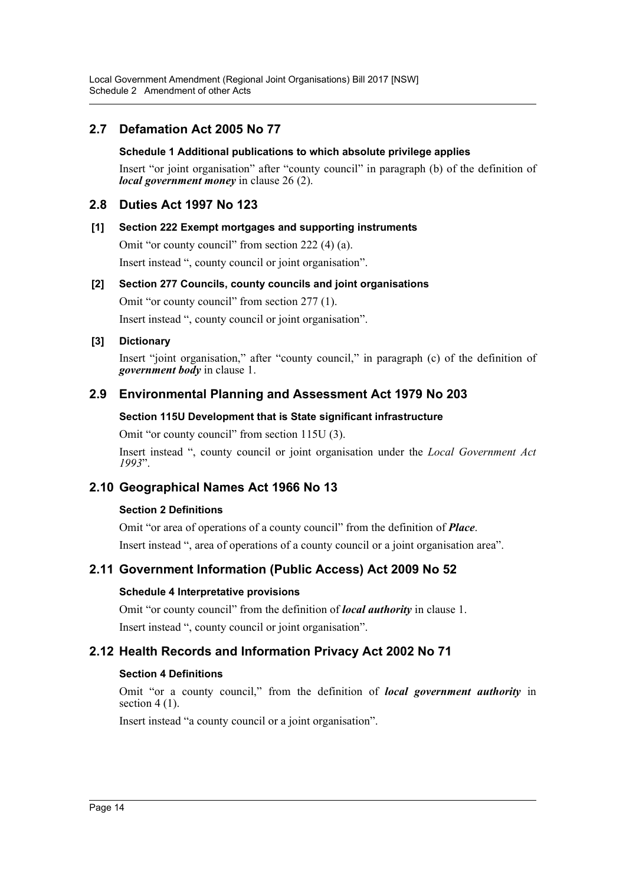## 2.7 Defamation Act 2005 No 77

### Schedule 1 Additional publications to which absolute privilege applies

Insert "or joint organisation" after "county council" in paragraph (b) of the definition of ***local government money*** in clause 26 (2).

## 2.8 Duties Act 1997 No 123

### [1] Section 222 Exempt mortgages and supporting instruments

Omit "or county council" from section 222 (4) (a).

Insert instead ", county council or joint organisation".

### [2] Section 277 Councils, county councils and joint organisations

Omit "or county council" from section 277 (1).

Insert instead ", county council or joint organisation".

### [3] Dictionary

Insert "joint organisation," after "county council," in paragraph (c) of the definition of ***government body*** in clause 1.

## 2.9 Environmental Planning and Assessment Act 1979 No 203

### Section 115U Development that is State significant infrastructure

Omit "or county council" from section 115U (3).

Insert instead ", county council or joint organisation under the *Local Government Act 1993*".

## 2.10 Geographical Names Act 1966 No 13

### Section 2 Definitions

Omit "or area of operations of a county council" from the definition of ***Place***.

Insert instead ", area of operations of a county council or a joint organisation area".

## 2.11 Government Information (Public Access) Act 2009 No 52

### Schedule 4 Interpretative provisions

Omit "or county council" from the definition of ***local authority*** in clause 1.

Insert instead ", county council or joint organisation".

## 2.12 Health Records and Information Privacy Act 2002 No 71

### Section 4 Definitions

Omit "or a county council," from the definition of ***local government authority*** in section 4 (1).

Insert instead "a county council or a joint organisation".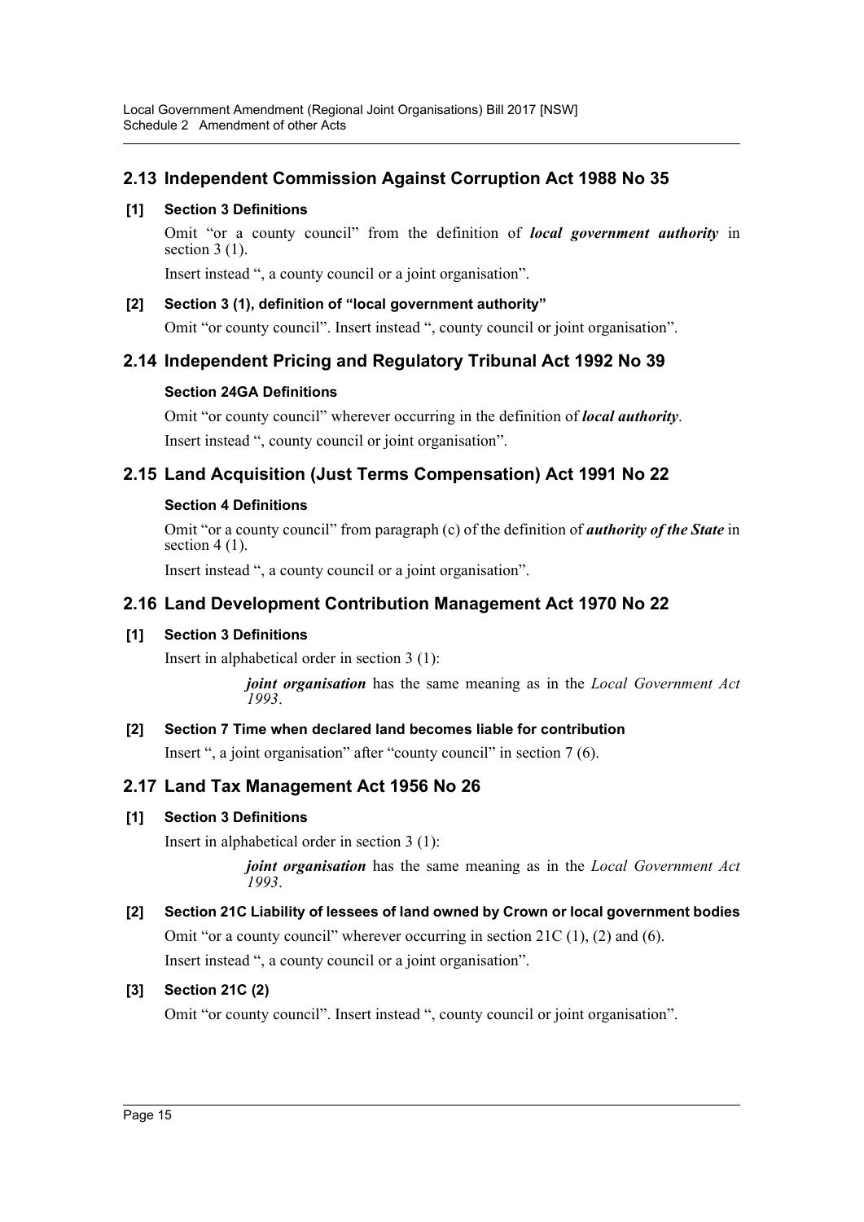## 2.13 Independent Commission Against Corruption Act 1988 No 35

**[1] Section 3 Definitions**

Omit "or a county council" from the definition of ***local government authority*** in section 3 (1).

Insert instead ", a county council or a joint organisation".

**[2] Section 3 (1), definition of "local government authority"**

Omit "or county council". Insert instead ", county council or joint organisation".

## 2.14 Independent Pricing and Regulatory Tribunal Act 1992 No 39

**Section 24GA Definitions**

Omit "or county council" wherever occurring in the definition of ***local authority***.

Insert instead ", county council or joint organisation".

## 2.15 Land Acquisition (Just Terms Compensation) Act 1991 No 22

**Section 4 Definitions**

Omit "or a county council" from paragraph (c) of the definition of ***authority of the State*** in section 4 (1).

Insert instead ", a county council or a joint organisation".

## 2.16 Land Development Contribution Management Act 1970 No 22

**[1] Section 3 Definitions**

Insert in alphabetical order in section 3 (1):

> ***joint organisation*** has the same meaning as in the *Local Government Act 1993*.

**[2] Section 7 Time when declared land becomes liable for contribution**

Insert ", a joint organisation" after "county council" in section 7 (6).

## 2.17 Land Tax Management Act 1956 No 26

**[1] Section 3 Definitions**

Insert in alphabetical order in section 3 (1):

> ***joint organisation*** has the same meaning as in the *Local Government Act 1993*.

**[2] Section 21C Liability of lessees of land owned by Crown or local government bodies**

Omit "or a county council" wherever occurring in section 21C (1), (2) and (6).

Insert instead ", a county council or a joint organisation".

**[3] Section 21C (2)**

Omit "or county council". Insert instead ", county council or joint organisation".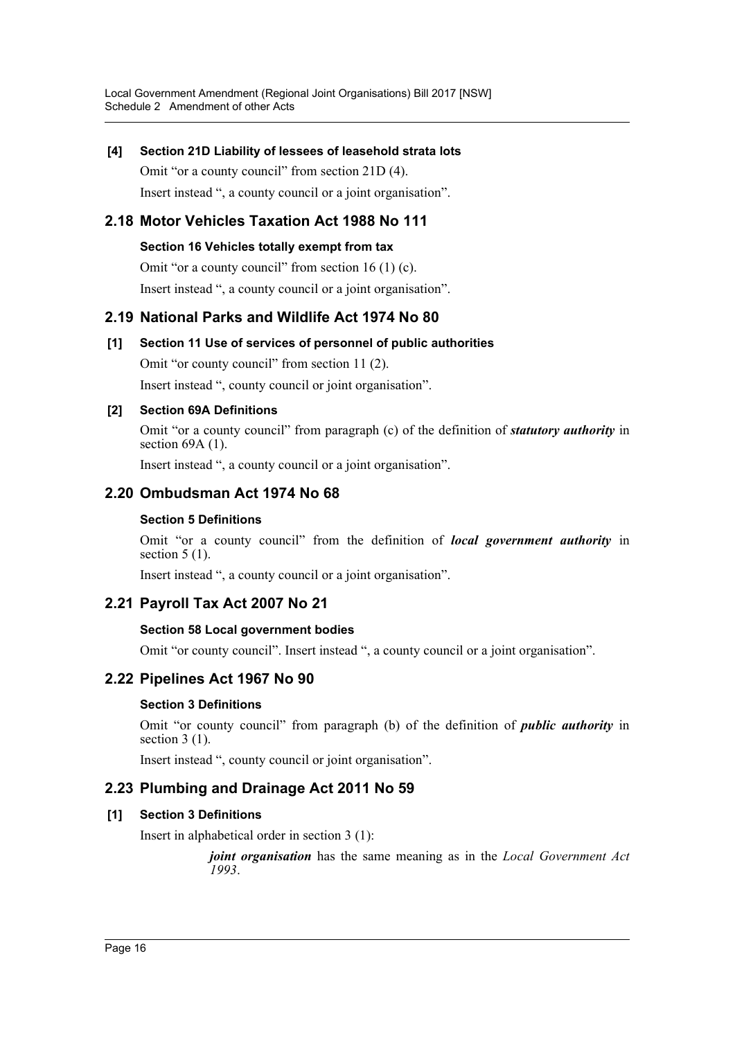#### [4] Section 21D Liability of lessees of leasehold strata lots

Omit "or a county council" from section 21D (4).

Insert instead ", a county council or a joint organisation".

## 2.18 Motor Vehicles Taxation Act 1988 No 111

#### Section 16 Vehicles totally exempt from tax

Omit "or a county council" from section 16 (1) (c).

Insert instead ", a county council or a joint organisation".

## 2.19 National Parks and Wildlife Act 1974 No 80

#### [1] Section 11 Use of services of personnel of public authorities

Omit "or county council" from section 11 (2).

Insert instead ", county council or joint organisation".

#### [2] Section 69A Definitions

Omit "or a county council" from paragraph (c) of the definition of ***statutory authority*** in section 69A (1).

Insert instead ", a county council or a joint organisation".

## 2.20 Ombudsman Act 1974 No 68

#### Section 5 Definitions

Omit "or a county council" from the definition of ***local government authority*** in section 5 (1).

Insert instead ", a county council or a joint organisation".

## 2.21 Payroll Tax Act 2007 No 21

#### Section 58 Local government bodies

Omit "or county council". Insert instead ", a county council or a joint organisation".

## 2.22 Pipelines Act 1967 No 90

#### Section 3 Definitions

Omit "or county council" from paragraph (b) of the definition of ***public authority*** in section 3 (1).

Insert instead ", county council or joint organisation".

## 2.23 Plumbing and Drainage Act 2011 No 59

#### [1] Section 3 Definitions

Insert in alphabetical order in section 3 (1):

> ***joint organisation*** has the same meaning as in the *Local Government Act 1993*.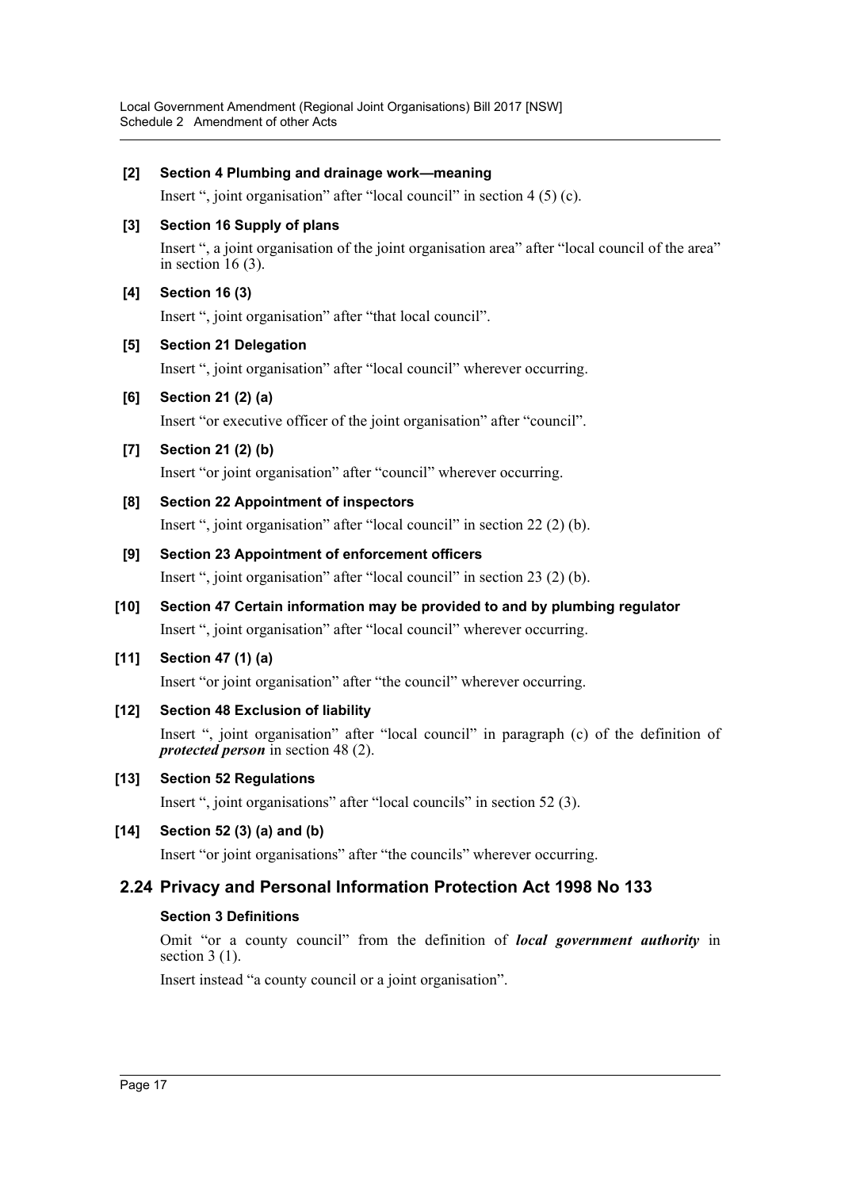**[2] Section 4 Plumbing and drainage work—meaning**

Insert ", joint organisation" after "local council" in section 4 (5) (c).

**[3] Section 16 Supply of plans**

Insert ", a joint organisation of the joint organisation area" after "local council of the area" in section 16 (3).

**[4] Section 16 (3)**

Insert ", joint organisation" after "that local council".

**[5] Section 21 Delegation**

Insert ", joint organisation" after "local council" wherever occurring.

**[6] Section 21 (2) (a)**

Insert "or executive officer of the joint organisation" after "council".

**[7] Section 21 (2) (b)**

Insert "or joint organisation" after "council" wherever occurring.

**[8] Section 22 Appointment of inspectors**

Insert ", joint organisation" after "local council" in section 22 (2) (b).

**[9] Section 23 Appointment of enforcement officers**

Insert ", joint organisation" after "local council" in section 23 (2) (b).

**[10] Section 47 Certain information may be provided to and by plumbing regulator**

Insert ", joint organisation" after "local council" wherever occurring.

**[11] Section 47 (1) (a)**

Insert "or joint organisation" after "the council" wherever occurring.

**[12] Section 48 Exclusion of liability**

Insert ", joint organisation" after "local council" in paragraph (c) of the definition of ***protected person*** in section 48 (2).

**[13] Section 52 Regulations**

Insert ", joint organisations" after "local councils" in section 52 (3).

**[14] Section 52 (3) (a) and (b)**

Insert "or joint organisations" after "the councils" wherever occurring.

## 2.24 Privacy and Personal Information Protection Act 1998 No 133

**Section 3 Definitions**

Omit "or a county council" from the definition of ***local government authority*** in section 3 (1).

Insert instead "a county council or a joint organisation".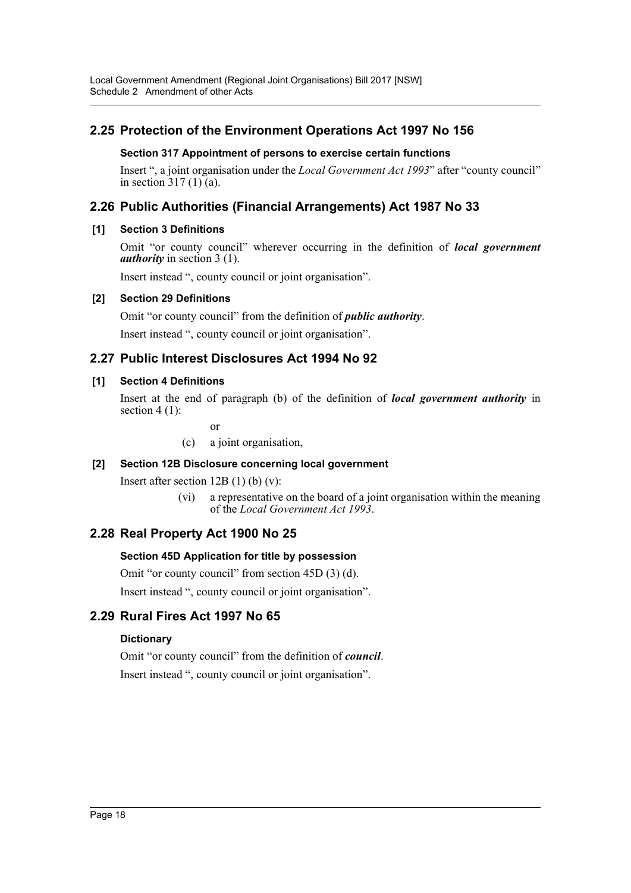## 2.25 Protection of the Environment Operations Act 1997 No 156

### Section 317 Appointment of persons to exercise certain functions

Insert ", a joint organisation under the *Local Government Act 1993*" after "county council" in section 317 (1) (a).

## 2.26 Public Authorities (Financial Arrangements) Act 1987 No 33

### [1] Section 3 Definitions

Omit "or county council" wherever occurring in the definition of ***local government authority*** in section 3 (1).

Insert instead ", county council or joint organisation".

### [2] Section 29 Definitions

Omit "or county council" from the definition of ***public authority***.

Insert instead ", county council or joint organisation".

## 2.27 Public Interest Disclosures Act 1994 No 92

### [1] Section 4 Definitions

Insert at the end of paragraph (b) of the definition of ***local government authority*** in section 4 (1):

or

(c) a joint organisation,

### [2] Section 12B Disclosure concerning local government

Insert after section 12B (1) (b) (v):

(vi) a representative on the board of a joint organisation within the meaning of the *Local Government Act 1993*.

## 2.28 Real Property Act 1900 No 25

### Section 45D Application for title by possession

Omit "or county council" from section 45D (3) (d).

Insert instead ", county council or joint organisation".

## 2.29 Rural Fires Act 1997 No 65

### Dictionary

Omit "or county council" from the definition of ***council***.

Insert instead ", county council or joint organisation".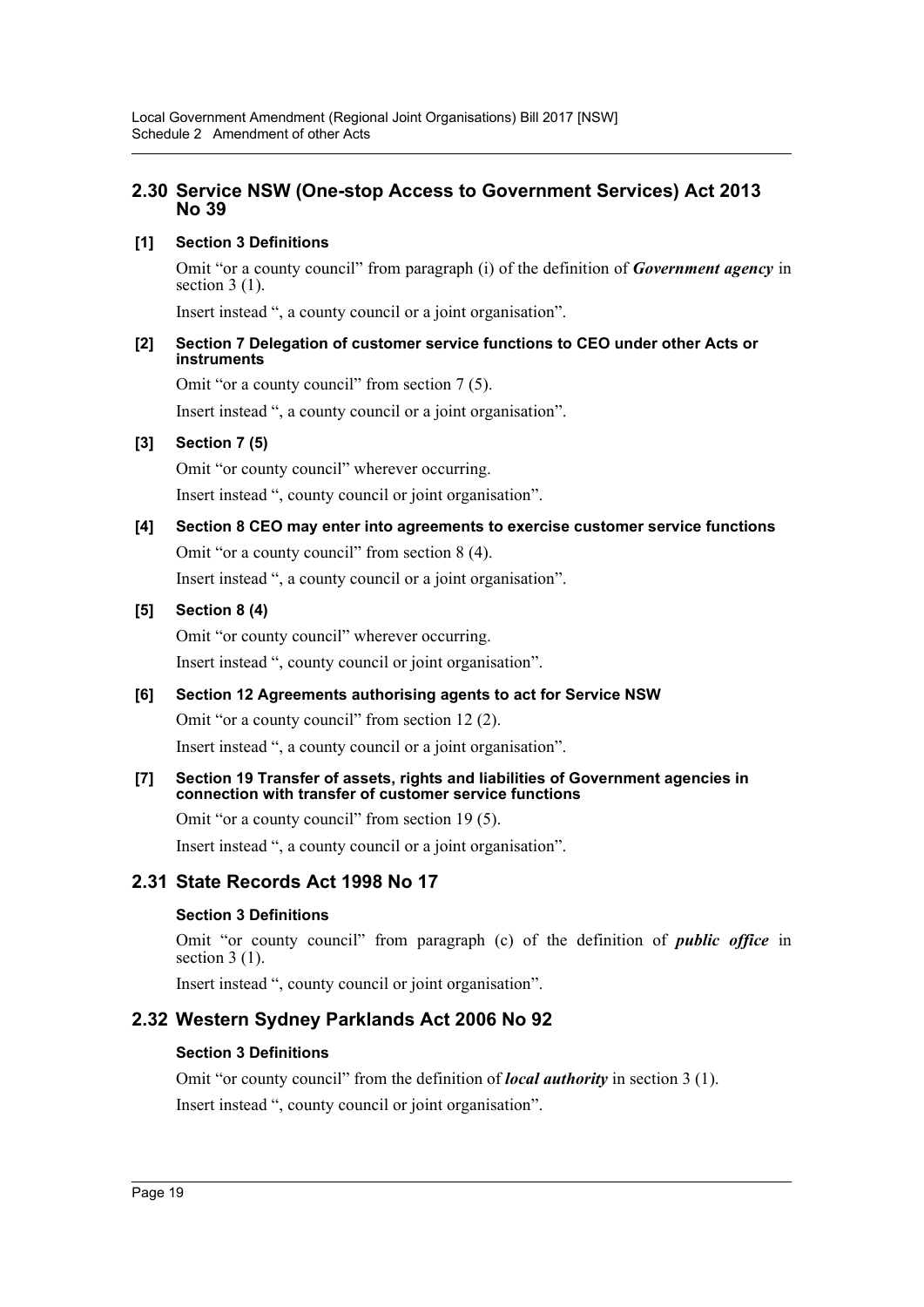## 2.30 Service NSW (One-stop Access to Government Services) Act 2013 No 39

**[1] Section 3 Definitions**

Omit "or a county council" from paragraph (i) of the definition of ***Government agency*** in section 3 (1).

Insert instead ", a county council or a joint organisation".

**[2] Section 7 Delegation of customer service functions to CEO under other Acts or instruments**

Omit "or a county council" from section 7 (5).

Insert instead ", a county council or a joint organisation".

**[3] Section 7 (5)**

Omit "or county council" wherever occurring.

Insert instead ", county council or joint organisation".

**[4] Section 8 CEO may enter into agreements to exercise customer service functions**

Omit "or a county council" from section 8 (4).

Insert instead ", a county council or a joint organisation".

**[5] Section 8 (4)**

Omit "or county council" wherever occurring.

Insert instead ", county council or joint organisation".

**[6] Section 12 Agreements authorising agents to act for Service NSW**

Omit "or a county council" from section 12 (2).

Insert instead ", a county council or a joint organisation".

**[7] Section 19 Transfer of assets, rights and liabilities of Government agencies in connection with transfer of customer service functions**

Omit "or a county council" from section 19 (5).

Insert instead ", a county council or a joint organisation".

## 2.31 State Records Act 1998 No 17

**Section 3 Definitions**

Omit "or county council" from paragraph (c) of the definition of ***public office*** in section 3 (1).

Insert instead ", county council or joint organisation".

## 2.32 Western Sydney Parklands Act 2006 No 92

**Section 3 Definitions**

Omit "or county council" from the definition of ***local authority*** in section 3 (1).

Insert instead ", county council or joint organisation".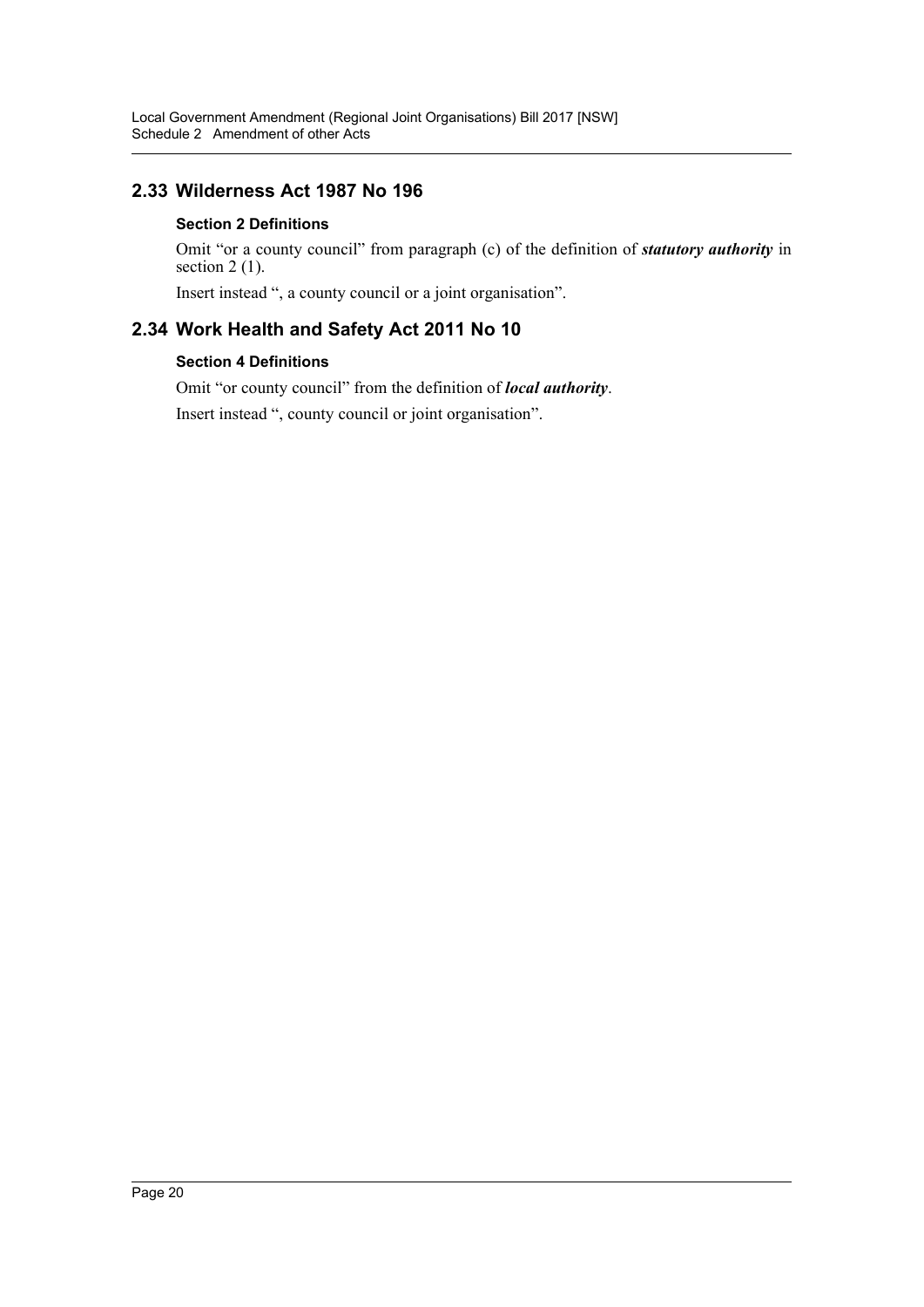## 2.33 Wilderness Act 1987 No 196

### Section 2 Definitions

Omit "or a county council" from paragraph (c) of the definition of ***statutory authority*** in section 2 (1).

Insert instead ", a county council or a joint organisation".

## 2.34 Work Health and Safety Act 2011 No 10

### Section 4 Definitions

Omit "or county council" from the definition of ***local authority***.

Insert instead ", county council or joint organisation".